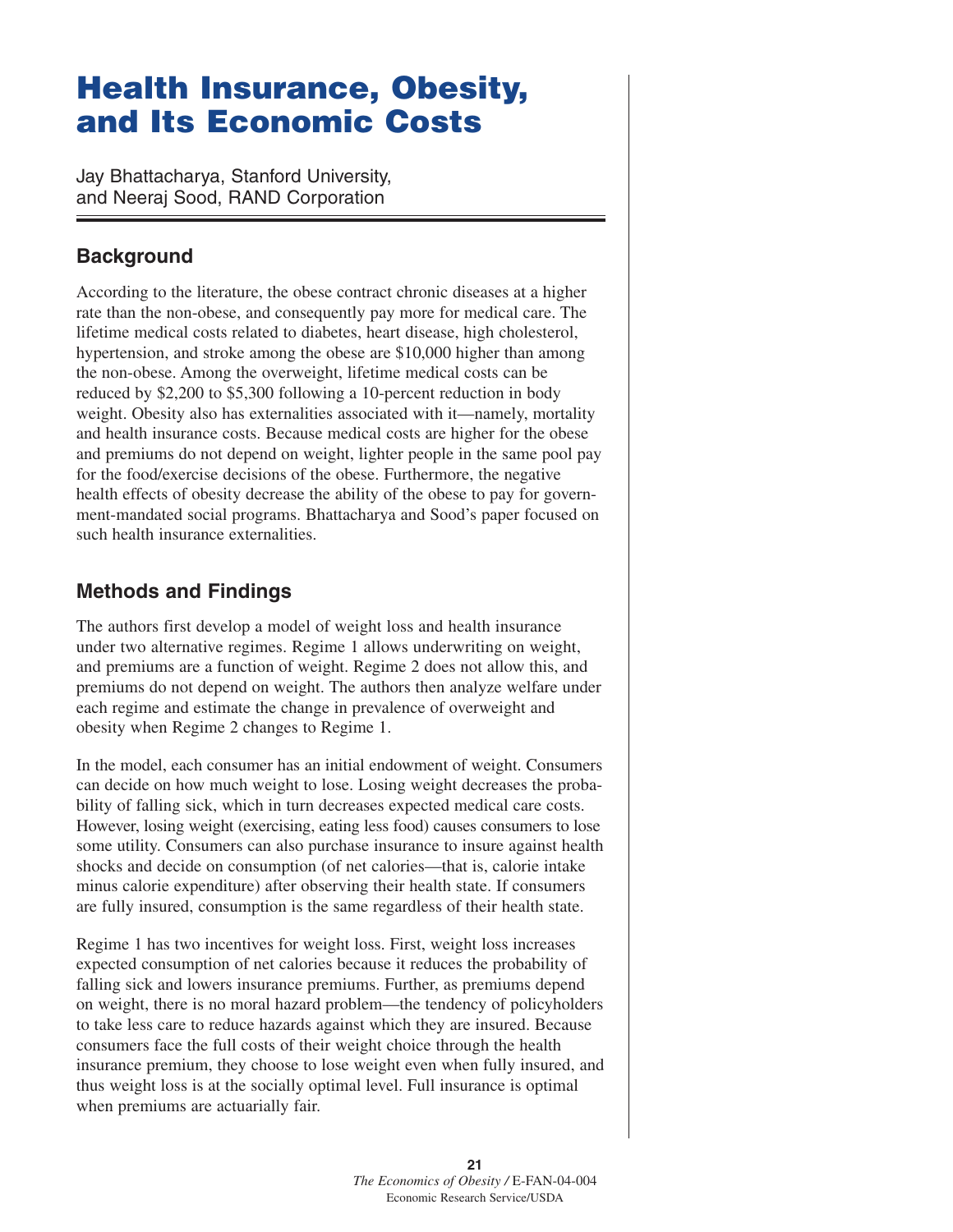# Health Insurance, Obesity, and Its Economic Costs

Jay Bhattacharya, Stanford University, and Neeraj Sood, RAND Corporation

## Background

According to the literature, the obese contract chronic diseases at a higher rate than the non-obese, and consequently pay more for medical care. The lifetime medical costs related to diabetes, heart disease, high cholesterol, hypertension, and stroke among the obese are $10,000 higher than among the non-obese. Among the overweight, lifetime medical costs can be reduced by $2,200 to $5,300 following a 10-percent reduction in body weight. Obesity also has externalities associated with it—namely, mortality and health insurance costs. Because medical costs are higher for the obese and premiums do not depend on weight, lighter people in the same pool pay for the food/exercise decisions of the obese. Furthermore, the negative health effects of obesity decrease the ability of the obese to pay for government-mandated social programs. Bhattacharya and Sood's paper focused on such health insurance externalities.

## Methods and Findings

The authors first develop a model of weight loss and health insurance under two alternative regimes. Regime 1 allows underwriting on weight, and premiums are a function of weight. Regime 2 does not allow this, and premiums do not depend on weight. The authors then analyze welfare under each regime and estimate the change in prevalence of overweight and obesity when Regime 2 changes to Regime 1.

In the model, each consumer has an initial endowment of weight. Consumers can decide on how much weight to lose. Losing weight decreases the probability of falling sick, which in turn decreases expected medical care costs. However, losing weight (exercising, eating less food) causes consumers to lose some utility. Consumers can also purchase insurance to insure against health shocks and decide on consumption (of net calories—that is, calorie intake minus calorie expenditure) after observing their health state. If consumers are fully insured, consumption is the same regardless of their health state.

Regime 1 has two incentives for weight loss. First, weight loss increases expected consumption of net calories because it reduces the probability of falling sick and lowers insurance premiums. Further, as premiums depend on weight, there is no moral hazard problem—the tendency of policyholders to take less care to reduce hazards against which they are insured. Because consumers face the full costs of their weight choice through the health insurance premium, they choose to lose weight even when fully insured, and thus weight loss is at the socially optimal level. Full insurance is optimal when premiums are actuarially fair.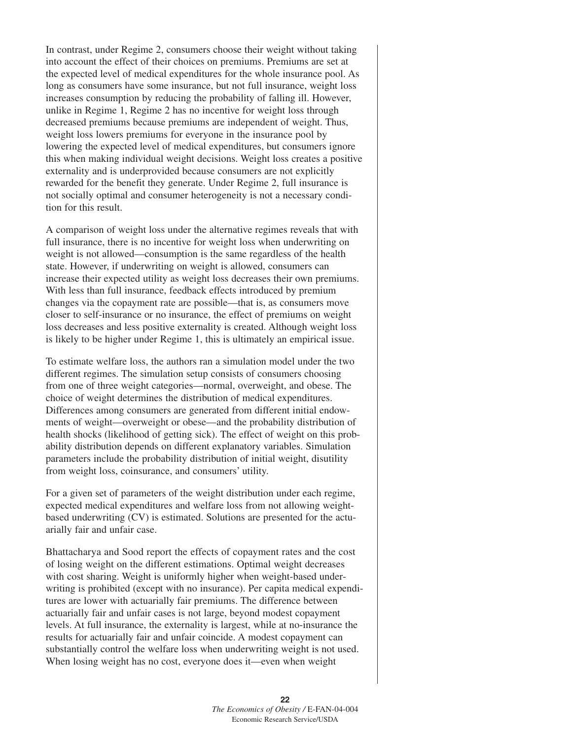In contrast, under Regime 2, consumers choose their weight without taking into account the effect of their choices on premiums. Premiums are set at the expected level of medical expenditures for the whole insurance pool. As long as consumers have some insurance, but not full insurance, weight loss increases consumption by reducing the probability of falling ill. However, unlike in Regime 1, Regime 2 has no incentive for weight loss through decreased premiums because premiums are independent of weight. Thus, weight loss lowers premiums for everyone in the insurance pool by lowering the expected level of medical expenditures, but consumers ignore this when making individual weight decisions. Weight loss creates a positive externality and is underprovided because consumers are not explicitly rewarded for the benefit they generate. Under Regime 2, full insurance is not socially optimal and consumer heterogeneity is not a necessary condition for this result.

A comparison of weight loss under the alternative regimes reveals that with full insurance, there is no incentive for weight loss when underwriting on weight is not allowed—consumption is the same regardless of the health state. However, if underwriting on weight is allowed, consumers can increase their expected utility as weight loss decreases their own premiums. With less than full insurance, feedback effects introduced by premium changes via the copayment rate are possible—that is, as consumers move closer to self-insurance or no insurance, the effect of premiums on weight loss decreases and less positive externality is created. Although weight loss is likely to be higher under Regime 1, this is ultimately an empirical issue.

To estimate welfare loss, the authors ran a simulation model under the two different regimes. The simulation setup consists of consumers choosing from one of three weight categories—normal, overweight, and obese. The choice of weight determines the distribution of medical expenditures. Differences among consumers are generated from different initial endowments of weight—overweight or obese—and the probability distribution of health shocks (likelihood of getting sick). The effect of weight on this probability distribution depends on different explanatory variables. Simulation parameters include the probability distribution of initial weight, disutility from weight loss, coinsurance, and consumers' utility.

For a given set of parameters of the weight distribution under each regime, expected medical expenditures and welfare loss from not allowing weight-based underwriting (CV) is estimated. Solutions are presented for the actuarially fair and unfair case.

Bhattacharya and Sood report the effects of copayment rates and the cost of losing weight on the different estimations. Optimal weight decreases with cost sharing. Weight is uniformly higher when weight-based underwriting is prohibited (except with no insurance). Per capita medical expenditures are lower with actuarially fair premiums. The difference between actuarially fair and unfair cases is not large, beyond modest copayment levels. At full insurance, the externality is largest, while at no-insurance the results for actuarially fair and unfair coincide. A modest copayment can substantially control the welfare loss when underwriting weight is not used. When losing weight has no cost, everyone does it—even when weight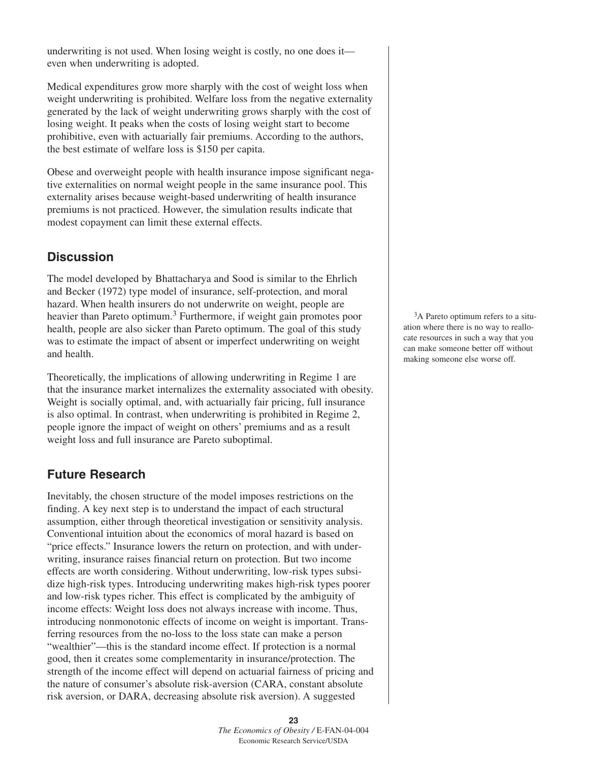underwriting is not used. When losing weight is costly, no one does it—even when underwriting is adopted.

Medical expenditures grow more sharply with the cost of weight loss when weight underwriting is prohibited. Welfare loss from the negative externality generated by the lack of weight underwriting grows sharply with the cost of losing weight. It peaks when the costs of losing weight start to become prohibitive, even with actuarially fair premiums. According to the authors, the best estimate of welfare loss is $150 per capita.

Obese and overweight people with health insurance impose significant negative externalities on normal weight people in the same insurance pool. This externality arises because weight-based underwriting of health insurance premiums is not practiced. However, the simulation results indicate that modest copayment can limit these external effects.

## Discussion

The model developed by Bhattacharya and Sood is similar to the Ehrlich and Becker (1972) type model of insurance, self-protection, and moral hazard. When health insurers do not underwrite on weight, people are heavier than Pareto optimum.[3] Furthermore, if weight gain promotes poor health, people are also sicker than Pareto optimum. The goal of this study was to estimate the impact of absent or imperfect underwriting on weight and health.

[3]A Pareto optimum refers to a situation where there is no way to reallocate resources in such a way that you can make someone better off without making someone else worse off.

Theoretically, the implications of allowing underwriting in Regime 1 are that the insurance market internalizes the externality associated with obesity. Weight is socially optimal, and, with actuarially fair pricing, full insurance is also optimal. In contrast, when underwriting is prohibited in Regime 2, people ignore the impact of weight on others' premiums and as a result weight loss and full insurance are Pareto suboptimal.

## Future Research

Inevitably, the chosen structure of the model imposes restrictions on the finding. A key next step is to understand the impact of each structural assumption, either through theoretical investigation or sensitivity analysis. Conventional intuition about the economics of moral hazard is based on "price effects." Insurance lowers the return on protection, and with underwriting, insurance raises financial return on protection. But two income effects are worth considering. Without underwriting, low-risk types subsidize high-risk types. Introducing underwriting makes high-risk types poorer and low-risk types richer. This effect is complicated by the ambiguity of income effects: Weight loss does not always increase with income. Thus, introducing nonmonotonic effects of income on weight is important. Transferring resources from the no-loss to the loss state can make a person "wealthier"—this is the standard income effect. If protection is a normal good, then it creates some complementarity in insurance/protection. The strength of the income effect will depend on actuarial fairness of pricing and the nature of consumer's absolute risk-aversion (CARA, constant absolute risk aversion, or DARA, decreasing absolute risk aversion). A suggested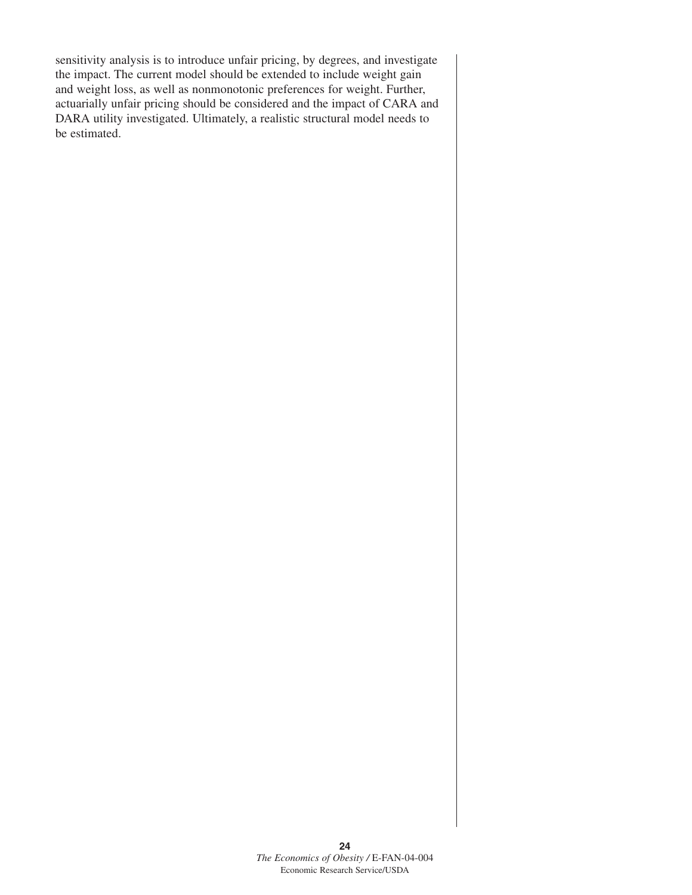sensitivity analysis is to introduce unfair pricing, by degrees, and investigate the impact. The current model should be extended to include weight gain and weight loss, as well as nonmonotonic preferences for weight. Further, actuarially unfair pricing should be considered and the impact of CARA and DARA utility investigated. Ultimately, a realistic structural model needs to be estimated.